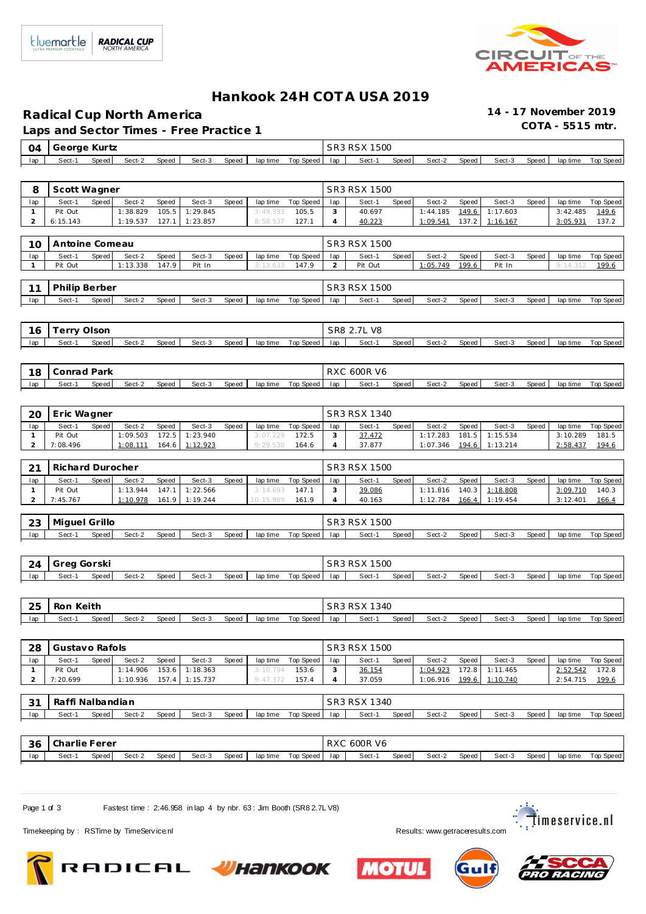# Hankook 24H COTA USA 2019

## Radical Cup North America

**14 - 17 November 2019**

**COTA - 5515 mtr.**

### Laps and Sector Times - Free Practice 1

**04 George Kurtz** — SR3 RSX 1500

| lap | Sect-1 | Speed | Sect-2 | Speed | Sect-3 | Speed | lap time | Top Speed | lap | Sect-1 | Speed | Sect-2 | Speed | Sect-3 | Speed | lap time | Top Speed |
|---|---|---|---|---|---|---|---|---|---|---|---|---|---|---|---|---|---|

**8 Scott Wagner** — SR3 RSX 1500

| lap | Sect-1 | Speed | Sect-2 | Speed | Sect-3 | Speed | lap time | Top Speed | lap | Sect-1 | Speed | Sect-2 | Speed | Sect-3 | Speed | lap time | Top Speed |
|---|---|---|---|---|---|---|---|---|---|---|---|---|---|---|---|---|---|
| 1 | Pit Out | | 1:38.829 | 105.5 | 1:29.845 | | 3:49.393 | 105.5 | 3 | 40.697 | | 1:44.185 | 149.6 | 1:17.603 | | 3:42.485 | 149.6 |
| 2 | 6:15.143 | | 1:19.537 | 127.1 | 1:23.857 | | 8:58.537 | 127.1 | 4 | 40.223 | | 1:09.541 | 137.2 | 1:16.167 | | 3:05.931 | 137.2 |

**10 Antoine Comeau** — SR3 RSX 1500

| lap | Sect-1 | Speed | Sect-2 | Speed | Sect-3 | Speed | lap time | Top Speed | lap | Sect-1 | Speed | Sect-2 | Speed | Sect-3 | Speed | lap time | Top Speed |
|---|---|---|---|---|---|---|---|---|---|---|---|---|---|---|---|---|---|
| 1 | Pit Out | | 1:13.338 | 147.9 | Pit In | | 3:13.633 | 147.9 | 2 | Pit Out | | 1:05.749 | 199.6 | Pit In | | 9:14.312 | 199.6 |

**11 Philip Berber** — SR3 RSX 1500

| lap | Sect-1 | Speed | Sect-2 | Speed | Sect-3 | Speed | lap time | Top Speed | lap | Sect-1 | Speed | Sect-2 | Speed | Sect-3 | Speed | lap time | Top Speed |
|---|---|---|---|---|---|---|---|---|---|---|---|---|---|---|---|---|---|

**16 Terry Olson** — SR8 2.7L V8

| lap | Sect-1 | Speed | Sect-2 | Speed | Sect-3 | Speed | lap time | Top Speed | lap | Sect-1 | Speed | Sect-2 | Speed | Sect-3 | Speed | lap time | Top Speed |
|---|---|---|---|---|---|---|---|---|---|---|---|---|---|---|---|---|---|

**18 Conrad Park** — RXC 600R V6

| lap | Sect-1 | Speed | Sect-2 | Speed | Sect-3 | Speed | lap time | Top Speed | lap | Sect-1 | Speed | Sect-2 | Speed | Sect-3 | Speed | lap time | Top Speed |
|---|---|---|---|---|---|---|---|---|---|---|---|---|---|---|---|---|---|

**20 Eric Wagner** — SR3 RSX 1340

| lap | Sect-1 | Speed | Sect-2 | Speed | Sect-3 | Speed | lap time | Top Speed | lap | Sect-1 | Speed | Sect-2 | Speed | Sect-3 | Speed | lap time | Top Speed |
|---|---|---|---|---|---|---|---|---|---|---|---|---|---|---|---|---|---|
| 1 | Pit Out | | 1:09.503 | 172.5 | 1:23.940 | | 3:07.229 | 172.5 | 3 | 37.472 | | 1:17.283 | 181.5 | 1:15.534 | | 3:10.289 | 181.5 |
| 2 | 7:08.496 | | 1:08.111 | 164.6 | 1:12.923 | | 9:29.530 | 164.6 | 4 | 37.877 | | 1:07.346 | 194.6 | 1:13.214 | | 2:58.437 | 194.6 |

**21 Richard Durocher** — SR3 RSX 1500

| lap | Sect-1 | Speed | Sect-2 | Speed | Sect-3 | Speed | lap time | Top Speed | lap | Sect-1 | Speed | Sect-2 | Speed | Sect-3 | Speed | lap time | Top Speed |
|---|---|---|---|---|---|---|---|---|---|---|---|---|---|---|---|---|---|
| 1 | Pit Out | | 1:13.944 | 147.1 | 1:22.566 | | 3:14.693 | 147.1 | 3 | 39.086 | | 1:11.816 | 140.3 | 1:18.808 | | 3:09.710 | 140.3 |
| 2 | 7:45.767 | | 1:10.978 | 161.9 | 1:19.244 | | 10:15.989 | 161.9 | 4 | 40.163 | | 1:12.784 | 166.4 | 1:19.454 | | 3:12.401 | 166.4 |

**23 Miguel Grillo** — SR3 RSX 1500

| lap | Sect-1 | Speed | Sect-2 | Speed | Sect-3 | Speed | lap time | Top Speed | lap | Sect-1 | Speed | Sect-2 | Speed | Sect-3 | Speed | lap time | Top Speed |
|---|---|---|---|---|---|---|---|---|---|---|---|---|---|---|---|---|---|

**24 Greg Gorski** — SR3 RSX 1500

| lap | Sect-1 | Speed | Sect-2 | Speed | Sect-3 | Speed | lap time | Top Speed | lap | Sect-1 | Speed | Sect-2 | Speed | Sect-3 | Speed | lap time | Top Speed |
|---|---|---|---|---|---|---|---|---|---|---|---|---|---|---|---|---|---|

**25 Ron Keith** — SR3 RSX 1340

| lap | Sect-1 | Speed | Sect-2 | Speed | Sect-3 | Speed | lap time | Top Speed | lap | Sect-1 | Speed | Sect-2 | Speed | Sect-3 | Speed | lap time | Top Speed |
|---|---|---|---|---|---|---|---|---|---|---|---|---|---|---|---|---|---|

**28 Gustavo Rafols** — SR3 RSX 1500

| lap | Sect-1 | Speed | Sect-2 | Speed | Sect-3 | Speed | lap time | Top Speed | lap | Sect-1 | Speed | Sect-2 | Speed | Sect-3 | Speed | lap time | Top Speed |
|---|---|---|---|---|---|---|---|---|---|---|---|---|---|---|---|---|---|
| 1 | Pit Out | | 1:14.906 | 153.6 | 1:18.363 | | 3:10.794 | 153.6 | 3 | 36.154 | | 1:04.923 | 172.8 | 1:11.465 | | 2:52.542 | 172.8 |
| 2 | 7:20.699 | | 1:10.936 | 157.4 | 1:15.737 | | 9:47.372 | 157.4 | 4 | 37.059 | | 1:06.916 | 199.6 | 1:10.740 | | 2:54.715 | 199.6 |

**31 Raffi Nalbandian** — SR3 RSX 1340

| lap | Sect-1 | Speed | Sect-2 | Speed | Sect-3 | Speed | lap time | Top Speed | lap | Sect-1 | Speed | Sect-2 | Speed | Sect-3 | Speed | lap time | Top Speed |
|---|---|---|---|---|---|---|---|---|---|---|---|---|---|---|---|---|---|

**36 Charlie Ferer** — RXC 600R V6

| lap | Sect-1 | Speed | Sect-2 | Speed | Sect-3 | Speed | lap time | Top Speed | lap | Sect-1 | Speed | Sect-2 | Speed | Sect-3 | Speed | lap time | Top Speed |
|---|---|---|---|---|---|---|---|---|---|---|---|---|---|---|---|---|---|

Fastest time : 2:46.958 in lap 4 by nbr. 63 : Jim Booth (SR8 2.7L V8)

Timekeeping by : RSTime by TimeService.nl

Results: www.getraceresults.com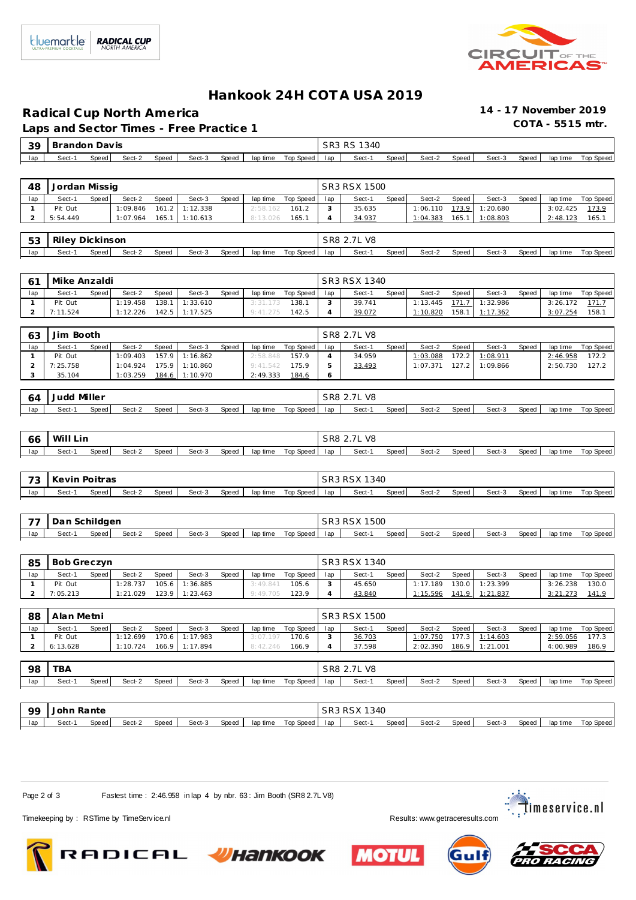# Hankook 24H COTA USA 2019

## Radical Cup North America

**14 - 17 November 2019**

### Laps and Sector Times - Free Practice 1

**COTA - 5515 mtr.**

| 39 | Brandon Davis | | | | | | | | SR3 RS 1340 | | | | | | | | |
|---|---|---|---|---|---|---|---|---|---|---|---|---|---|---|---|---|---|
| lap | Sect-1 | Speed | Sect-2 | Speed | Sect-3 | Speed | lap time | Top Speed | lap | Sect-1 | Speed | Sect-2 | Speed | Sect-3 | Speed | lap time | Top Speed |

| 48 | Jordan Missig | | | | | | | | SR3 RSX 1500 | | | | | | | | |
|---|---|---|---|---|---|---|---|---|---|---|---|---|---|---|---|---|---|
| lap | Sect-1 | Speed | Sect-2 | Speed | Sect-3 | Speed | lap time | Top Speed | lap | Sect-1 | Speed | Sect-2 | Speed | Sect-3 | Speed | lap time | Top Speed |
| 1 | Pit Out | | 1:09.846 | 161.2 | 1:12.338 | | 2:58.162 | 161.2 | 3 | 35.635 | | 1:06.110 | 173.9 | 1:20.680 | | 3:02.425 | 173.9 |
| 2 | 5:54.449 | | 1:07.964 | 165.1 | 1:10.613 | | 8:13.026 | 165.1 | 4 | 34.937 | | 1:04.383 | 165.1 | 1:08.803 | | 2:48.123 | 165.1 |

| 53 | Riley Dickinson | | | | | | | | SR8 2.7L V8 | | | | | | | | |
|---|---|---|---|---|---|---|---|---|---|---|---|---|---|---|---|---|---|
| lap | Sect-1 | Speed | Sect-2 | Speed | Sect-3 | Speed | lap time | Top Speed | lap | Sect-1 | Speed | Sect-2 | Speed | Sect-3 | Speed | lap time | Top Speed |

| 61 | Mike Anzaldi | | | | | | | | SR3 RSX 1340 | | | | | | | | |
|---|---|---|---|---|---|---|---|---|---|---|---|---|---|---|---|---|---|
| lap | Sect-1 | Speed | Sect-2 | Speed | Sect-3 | Speed | lap time | Top Speed | lap | Sect-1 | Speed | Sect-2 | Speed | Sect-3 | Speed | lap time | Top Speed |
| 1 | Pit Out | | 1:19.458 | 138.1 | 1:33.610 | | 3:31.173 | 138.1 | 3 | 39.741 | | 1:13.445 | 171.7 | 1:32.986 | | 3:26.172 | 171.7 |
| 2 | 7:11.524 | | 1:12.226 | 142.5 | 1:17.525 | | 9:41.275 | 142.5 | 4 | 39.072 | | 1:10.820 | 158.1 | 1:17.362 | | 3:07.254 | 158.1 |

| 63 | Jim Booth | | | | | | | | SR8 2.7L V8 | | | | | | | | |
|---|---|---|---|---|---|---|---|---|---|---|---|---|---|---|---|---|---|
| lap | Sect-1 | Speed | Sect-2 | Speed | Sect-3 | Speed | lap time | Top Speed | lap | Sect-1 | Speed | Sect-2 | Speed | Sect-3 | Speed | lap time | Top Speed |
| 1 | Pit Out | | 1:09.403 | 157.9 | 1:16.862 | | 2:58.848 | 157.9 | 4 | 34.959 | | 1:03.088 | 172.2 | 1:08.911 | | 2:46.958 | 172.2 |
| 2 | 7:25.758 | | 1:04.924 | 175.9 | 1:10.860 | | 9:41.542 | 175.9 | 5 | 33.493 | | 1:07.371 | 127.2 | 1:09.866 | | 2:50.730 | 127.2 |
| 3 | 35.104 | | 1:03.259 | 184.6 | 1:10.970 | | 2:49.333 | 184.6 | 6 | | | | | | | | |

| 64 | Judd Miller | | | | | | | | SR8 2.7L V8 | | | | | | | | |
|---|---|---|---|---|---|---|---|---|---|---|---|---|---|---|---|---|---|
| lap | Sect-1 | Speed | Sect-2 | Speed | Sect-3 | Speed | lap time | Top Speed | lap | Sect-1 | Speed | Sect-2 | Speed | Sect-3 | Speed | lap time | Top Speed |

| 66 | Will Lin | | | | | | | | SR8 2.7L V8 | | | | | | | | |
|---|---|---|---|---|---|---|---|---|---|---|---|---|---|---|---|---|---|
| lap | Sect-1 | Speed | Sect-2 | Speed | Sect-3 | Speed | lap time | Top Speed | lap | Sect-1 | Speed | Sect-2 | Speed | Sect-3 | Speed | lap time | Top Speed |

| 73 | Kevin Poitras | | | | | | | | SR3 RSX 1340 | | | | | | | | |
|---|---|---|---|---|---|---|---|---|---|---|---|---|---|---|---|---|---|
| lap | Sect-1 | Speed | Sect-2 | Speed | Sect-3 | Speed | lap time | Top Speed | lap | Sect-1 | Speed | Sect-2 | Speed | Sect-3 | Speed | lap time | Top Speed |

| 77 | Dan Schildgen | | | | | | | | SR3 RSX 1500 | | | | | | | | |
|---|---|---|---|---|---|---|---|---|---|---|---|---|---|---|---|---|---|
| lap | Sect-1 | Speed | Sect-2 | Speed | Sect-3 | Speed | lap time | Top Speed | lap | Sect-1 | Speed | Sect-2 | Speed | Sect-3 | Speed | lap time | Top Speed |

| 85 | Bob Greczyn | | | | | | | | SR3 RSX 1340 | | | | | | | | |
|---|---|---|---|---|---|---|---|---|---|---|---|---|---|---|---|---|---|
| lap | Sect-1 | Speed | Sect-2 | Speed | Sect-3 | Speed | lap time | Top Speed | lap | Sect-1 | Speed | Sect-2 | Speed | Sect-3 | Speed | lap time | Top Speed |
| 1 | Pit Out | | 1:28.737 | 105.6 | 1:36.885 | | 3:49.841 | 105.6 | 3 | 45.650 | | 1:17.189 | 130.0 | 1:23.399 | | 3:26.238 | 130.0 |
| 2 | 7:05.213 | | 1:21.029 | 123.9 | 1:23.463 | | 9:49.705 | 123.9 | 4 | 43.840 | | 1:15.596 | 141.9 | 1:21.837 | | 3:21.273 | 141.9 |

| 88 | Alan Metni | | | | | | | | SR3 RSX 1500 | | | | | | | | |
|---|---|---|---|---|---|---|---|---|---|---|---|---|---|---|---|---|---|
| lap | Sect-1 | Speed | Sect-2 | Speed | Sect-3 | Speed | lap time | Top Speed | lap | Sect-1 | Speed | Sect-2 | Speed | Sect-3 | Speed | lap time | Top Speed |
| 1 | Pit Out | | 1:12.699 | 170.6 | 1:17.983 | | 3:07.197 | 170.6 | 3 | 36.703 | | 1:07.750 | 177.3 | 1:14.603 | | 2:59.056 | 177.3 |
| 2 | 6:13.628 | | 1:10.724 | 166.9 | 1:17.894 | | 8:42.246 | 166.9 | 4 | 37.598 | | 2:02.390 | 186.9 | 1:21.001 | | 4:00.989 | 186.9 |

| 98 | TBA | | | | | | | | SR8 2.7L V8 | | | | | | | | |
|---|---|---|---|---|---|---|---|---|---|---|---|---|---|---|---|---|---|
| lap | Sect-1 | Speed | Sect-2 | Speed | Sect-3 | Speed | lap time | Top Speed | lap | Sect-1 | Speed | Sect-2 | Speed | Sect-3 | Speed | lap time | Top Speed |

| 99 | John Rante | | | | | | | | SR3 RSX 1340 | | | | | | | | |
|---|---|---|---|---|---|---|---|---|---|---|---|---|---|---|---|---|---|
| lap | Sect-1 | Speed | Sect-2 | Speed | Sect-3 | Speed | lap time | Top Speed | lap | Sect-1 | Speed | Sect-2 | Speed | Sect-3 | Speed | lap time | Top Speed |

Fastest time : 2:46.958 in lap 4 by nbr. 63 : Jim Booth (SR8 2.7L V8)

Timekeeping by : RSTime by TimeService.nl

Results: www.getraceresults.com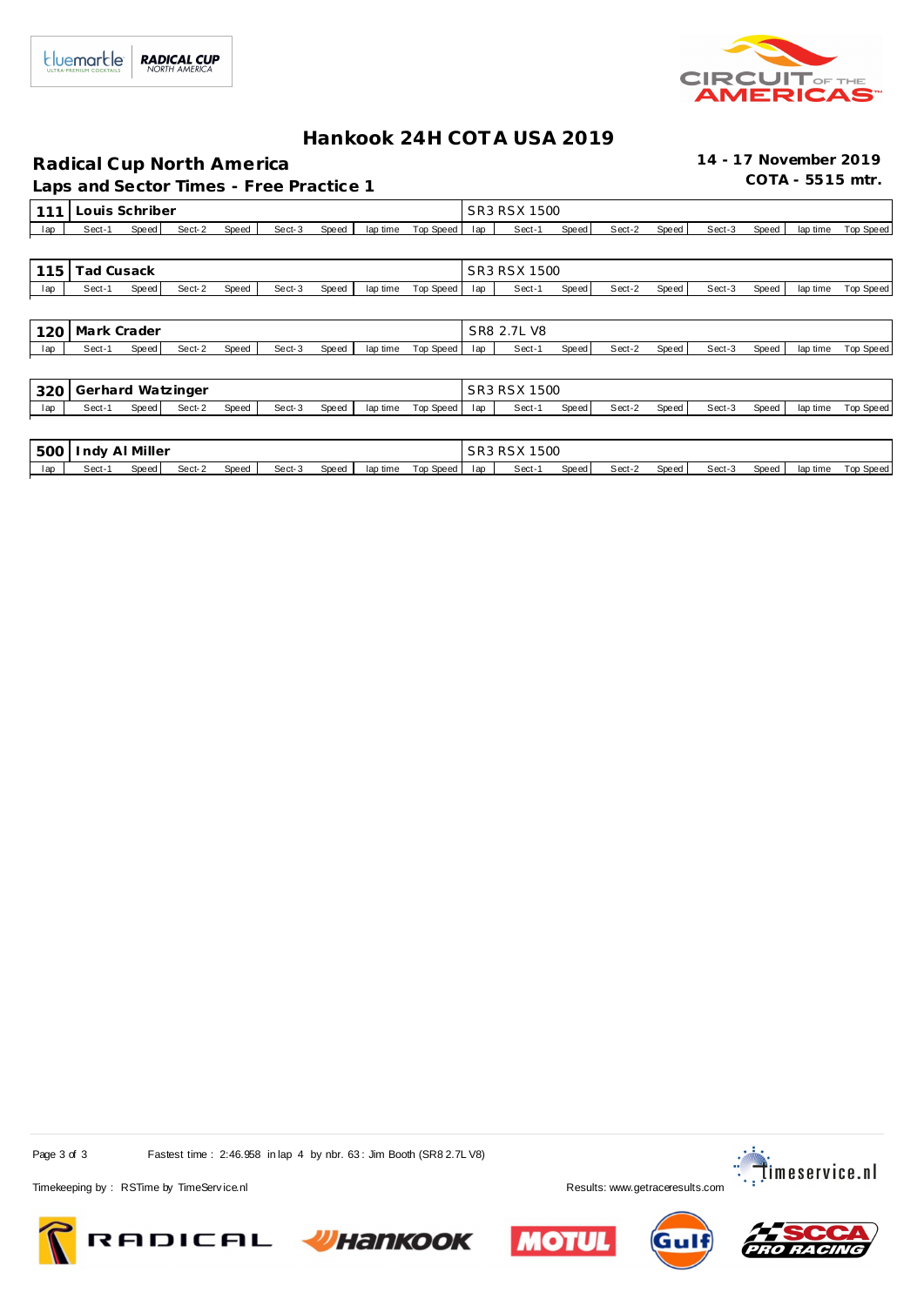# Hankook 24H COTA USA 2019

## Radical Cup North America

**14 - 17 November 2019**

**COTA - 5515 mtr.**

### Laps and Sector Times - Free Practice 1

| 111 | Louis Schriber | | | | | | | | SR3 RSX 1500 | | | | | | | | |
|---|---|---|---|---|---|---|---|---|---|---|---|---|---|---|---|---|---|
| lap | Sect-1 | Speed | Sect-2 | Speed | Sect-3 | Speed | lap time | Top Speed | lap | Sect-1 | Speed | Sect-2 | Speed | Sect-3 | Speed | lap time | Top Speed |

| 115 | Tad Cusack | | | | | | | | SR3 RSX 1500 | | | | | | | | |
|---|---|---|---|---|---|---|---|---|---|---|---|---|---|---|---|---|---|
| lap | Sect-1 | Speed | Sect-2 | Speed | Sect-3 | Speed | lap time | Top Speed | lap | Sect-1 | Speed | Sect-2 | Speed | Sect-3 | Speed | lap time | Top Speed |

| 120 | Mark Crader | | | | | | | | SR8 2.7L V8 | | | | | | | | |
|---|---|---|---|---|---|---|---|---|---|---|---|---|---|---|---|---|---|
| lap | Sect-1 | Speed | Sect-2 | Speed | Sect-3 | Speed | lap time | Top Speed | lap | Sect-1 | Speed | Sect-2 | Speed | Sect-3 | Speed | lap time | Top Speed |

| 320 | Gerhard Watzinger | | | | | | | | SR3 RSX 1500 | | | | | | | | |
|---|---|---|---|---|---|---|---|---|---|---|---|---|---|---|---|---|---|
| lap | Sect-1 | Speed | Sect-2 | Speed | Sect-3 | Speed | lap time | Top Speed | lap | Sect-1 | Speed | Sect-2 | Speed | Sect-3 | Speed | lap time | Top Speed |

| 500 | Indy Al Miller | | | | | | | | SR3 RSX 1500 | | | | | | | | |
|---|---|---|---|---|---|---|---|---|---|---|---|---|---|---|---|---|---|
| lap | Sect-1 | Speed | Sect-2 | Speed | Sect-3 | Speed | lap time | Top Speed | lap | Sect-1 | Speed | Sect-2 | Speed | Sect-3 | Speed | lap time | Top Speed |

Fastest time : 2:46.958 in lap 4 by nbr. 63 : Jim Booth (SR8 2.7L V8)

Timekeeping by : RSTime by TimeService.nl

Results: www.getraceresults.com